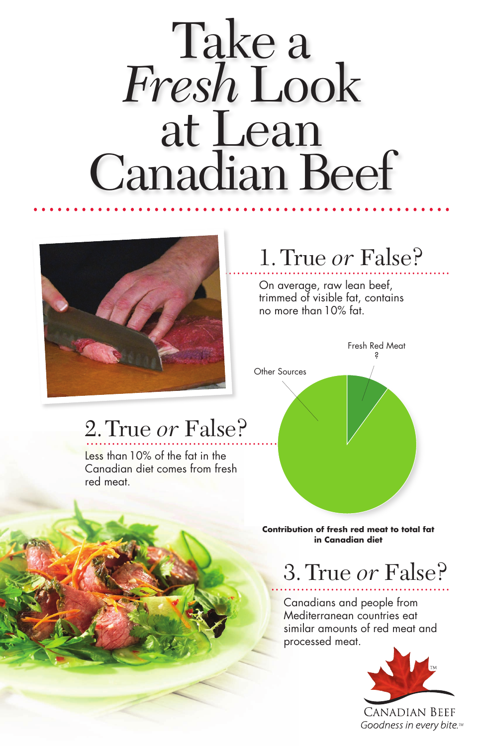# Take a *Fresh* Look at Lean Canadian Beef

## 1. True *or* False?

On average, raw lean beef, trimmed of visible fat, contains no more than 10% fat.

## 2. True *or* False?

Less than 10% of the fat in the Canadian diet comes from fresh red meat.

Fresh Red Meat ?

Other Sources

**Contribution of fresh red meat to total fat in Canadian diet**

## 3. True *or* False?

Canadians and people from Mediterranean countries eat similar amounts of red meat and processed meat.

CANADIAN BEEF
*Goodness in every bite.*™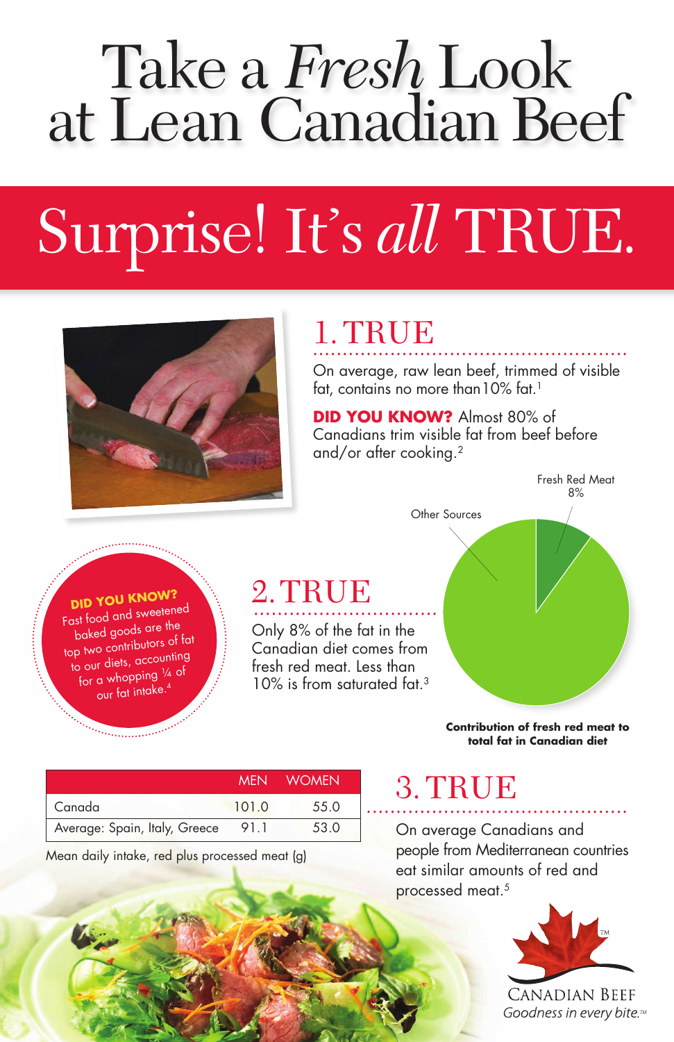# Take a *Fresh* Look at Lean Canadian Beef

## Surprise! It's *all* TRUE.

## 1. TRUE

On average, raw lean beef, trimmed of visible fat, contains no more than 10% fat.[1]

**DID YOU KNOW?** Almost 80% of Canadians trim visible fat from beef before and/or after cooking.[2]

**DID YOU KNOW?** Fast food and sweetened baked goods are the top two contributors of fat to our diets, accounting for a whopping ¼ of our fat intake.[4]

## 2. TRUE

Only 8% of the fat in the Canadian diet comes from fresh red meat. Less than 10% is from saturated fat.[3]

Fresh Red Meat
8%
Other Sources

**Contribution of fresh red meat to total fat in Canadian diet**

| | MEN | WOMEN |
|---|---|---|
| Canada | 101.0 | 55.0 |
| Average: Spain, Italy, Greece | 91.1 | 53.0 |

Mean daily intake, red plus processed meat (g)

## 3. TRUE

On average Canadians and people from Mediterranean countries eat similar amounts of red and processed meat.[5]

CANADIAN BEEF™
*Goodness in every bite.*™